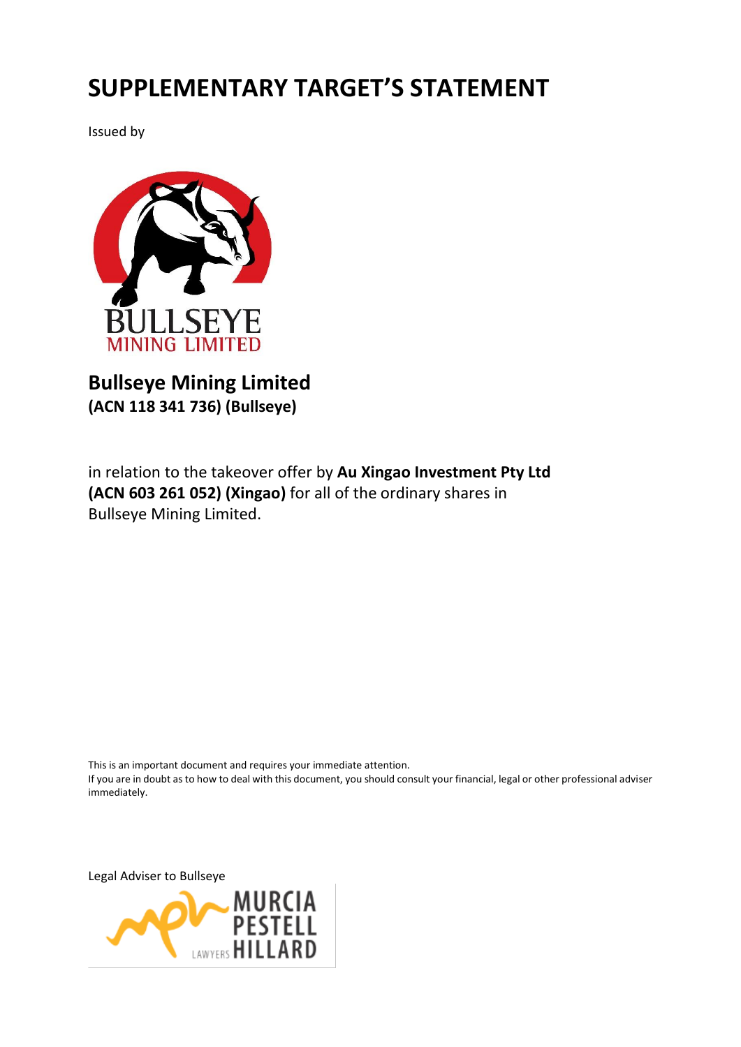# SUPPLEMENTARY TARGET'S STATEMENT

Issued by

BULLSEYE
MINING LIMITED

## Bullseye Mining Limited
**(ACN 118 341 736) (Bullseye)**

in relation to the takeover offer by **Au Xingao Investment Pty Ltd (ACN 603 261 052) (Xingao)** for all of the ordinary shares in Bullseye Mining Limited.

This is an important document and requires your immediate attention.
If you are in doubt as to how to deal with this document, you should consult your financial, legal or other professional adviser immediately.

Legal Adviser to Bullseye

MURCIA PESTELL LAWYERS HILLARD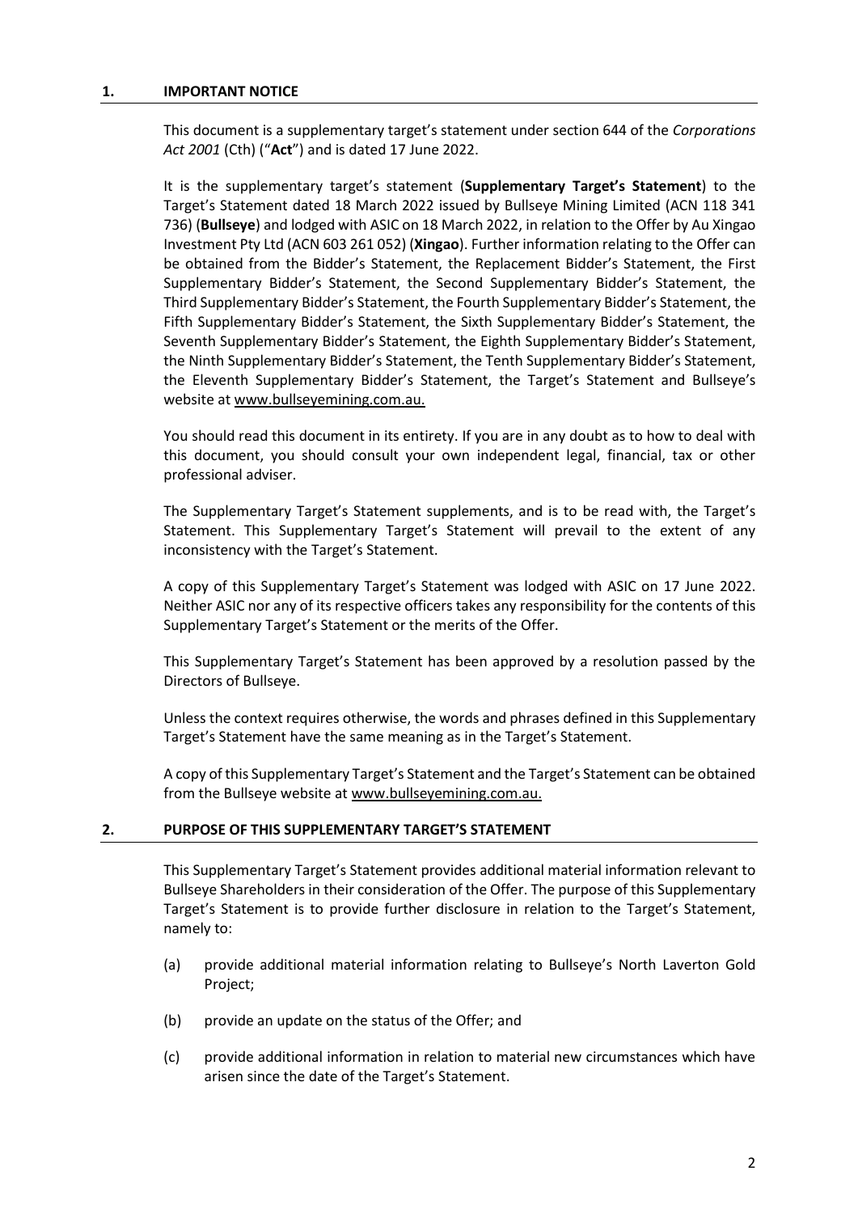## 1. IMPORTANT NOTICE

This document is a supplementary target's statement under section 644 of the *Corporations Act 2001* (Cth) ("**Act**") and is dated 17 June 2022.

It is the supplementary target's statement (**Supplementary Target's Statement**) to the Target's Statement dated 18 March 2022 issued by Bullseye Mining Limited (ACN 118 341 736) (**Bullseye**) and lodged with ASIC on 18 March 2022, in relation to the Offer by Au Xingao Investment Pty Ltd (ACN 603 261 052) (**Xingao**). Further information relating to the Offer can be obtained from the Bidder's Statement, the Replacement Bidder's Statement, the First Supplementary Bidder's Statement, the Second Supplementary Bidder's Statement, the Third Supplementary Bidder's Statement, the Fourth Supplementary Bidder's Statement, the Fifth Supplementary Bidder's Statement, the Sixth Supplementary Bidder's Statement, the Seventh Supplementary Bidder's Statement, the Eighth Supplementary Bidder's Statement, the Ninth Supplementary Bidder's Statement, the Tenth Supplementary Bidder's Statement, the Eleventh Supplementary Bidder's Statement, the Target's Statement and Bullseye's website at www.bullseyemining.com.au.

You should read this document in its entirety. If you are in any doubt as to how to deal with this document, you should consult your own independent legal, financial, tax or other professional adviser.

The Supplementary Target's Statement supplements, and is to be read with, the Target's Statement. This Supplementary Target's Statement will prevail to the extent of any inconsistency with the Target's Statement.

A copy of this Supplementary Target's Statement was lodged with ASIC on 17 June 2022. Neither ASIC nor any of its respective officers takes any responsibility for the contents of this Supplementary Target's Statement or the merits of the Offer.

This Supplementary Target's Statement has been approved by a resolution passed by the Directors of Bullseye.

Unless the context requires otherwise, the words and phrases defined in this Supplementary Target's Statement have the same meaning as in the Target's Statement.

A copy of this Supplementary Target's Statement and the Target's Statement can be obtained from the Bullseye website at www.bullseyemining.com.au.

## 2. PURPOSE OF THIS SUPPLEMENTARY TARGET'S STATEMENT

This Supplementary Target's Statement provides additional material information relevant to Bullseye Shareholders in their consideration of the Offer. The purpose of this Supplementary Target's Statement is to provide further disclosure in relation to the Target's Statement, namely to:

(a) provide additional material information relating to Bullseye's North Laverton Gold Project;

(b) provide an update on the status of the Offer; and

(c) provide additional information in relation to material new circumstances which have arisen since the date of the Target's Statement.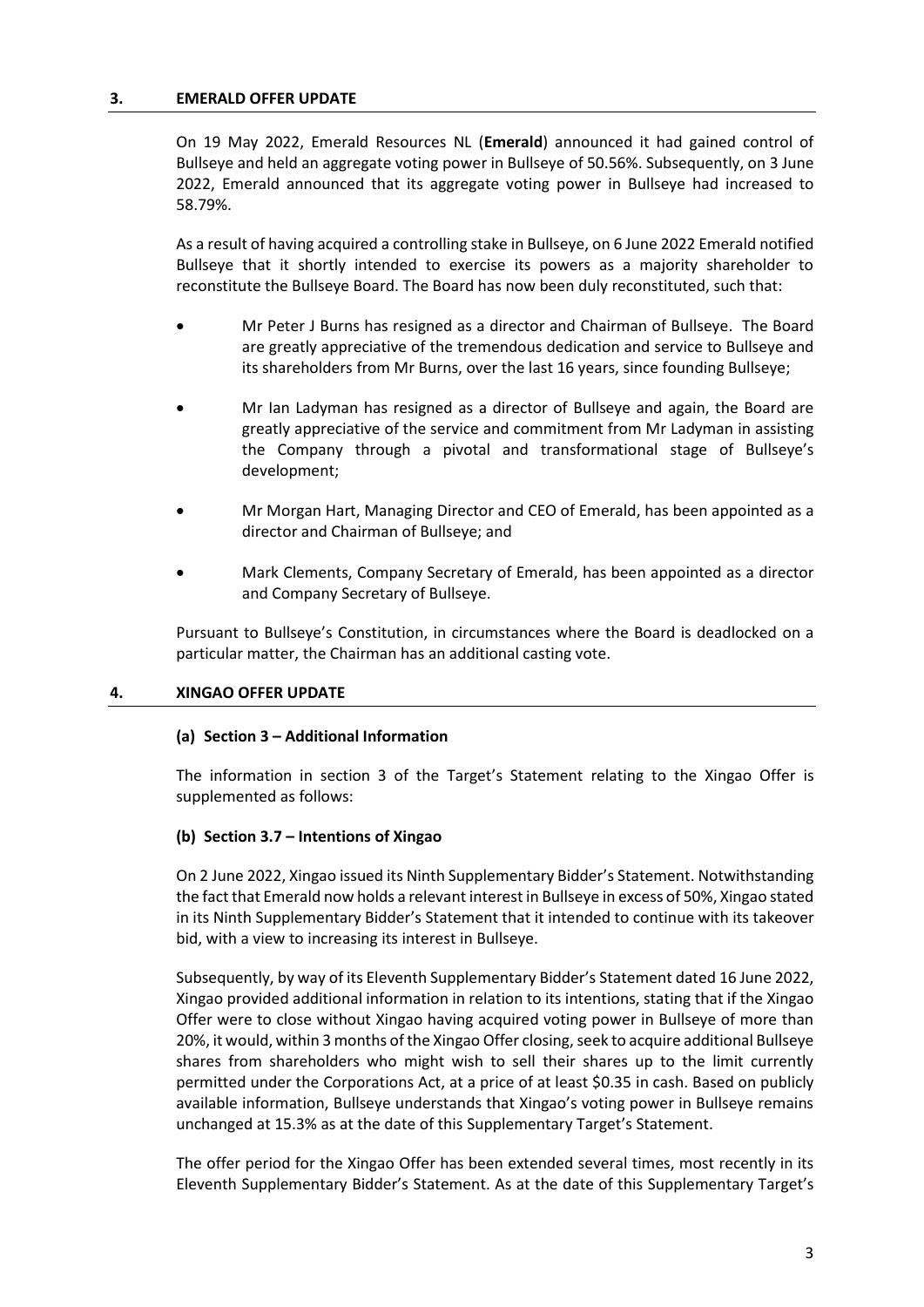## 3. EMERALD OFFER UPDATE

On 19 May 2022, Emerald Resources NL (**Emerald**) announced it had gained control of Bullseye and held an aggregate voting power in Bullseye of 50.56%. Subsequently, on 3 June 2022, Emerald announced that its aggregate voting power in Bullseye had increased to 58.79%.

As a result of having acquired a controlling stake in Bullseye, on 6 June 2022 Emerald notified Bullseye that it shortly intended to exercise its powers as a majority shareholder to reconstitute the Bullseye Board. The Board has now been duly reconstituted, such that:

- Mr Peter J Burns has resigned as a director and Chairman of Bullseye. The Board are greatly appreciative of the tremendous dedication and service to Bullseye and its shareholders from Mr Burns, over the last 16 years, since founding Bullseye;
- Mr Ian Ladyman has resigned as a director of Bullseye and again, the Board are greatly appreciative of the service and commitment from Mr Ladyman in assisting the Company through a pivotal and transformational stage of Bullseye's development;
- Mr Morgan Hart, Managing Director and CEO of Emerald, has been appointed as a director and Chairman of Bullseye; and
- Mark Clements, Company Secretary of Emerald, has been appointed as a director and Company Secretary of Bullseye.

Pursuant to Bullseye's Constitution, in circumstances where the Board is deadlocked on a particular matter, the Chairman has an additional casting vote.

## 4. XINGAO OFFER UPDATE

### (a) Section 3 – Additional Information

The information in section 3 of the Target's Statement relating to the Xingao Offer is supplemented as follows:

### (b) Section 3.7 – Intentions of Xingao

On 2 June 2022, Xingao issued its Ninth Supplementary Bidder's Statement. Notwithstanding the fact that Emerald now holds a relevant interest in Bullseye in excess of 50%, Xingao stated in its Ninth Supplementary Bidder's Statement that it intended to continue with its takeover bid, with a view to increasing its interest in Bullseye.

Subsequently, by way of its Eleventh Supplementary Bidder's Statement dated 16 June 2022, Xingao provided additional information in relation to its intentions, stating that if the Xingao Offer were to close without Xingao having acquired voting power in Bullseye of more than 20%, it would, within 3 months of the Xingao Offer closing, seek to acquire additional Bullseye shares from shareholders who might wish to sell their shares up to the limit currently permitted under the Corporations Act, at a price of at least $0.35 in cash. Based on publicly available information, Bullseye understands that Xingao's voting power in Bullseye remains unchanged at 15.3% as at the date of this Supplementary Target's Statement.

The offer period for the Xingao Offer has been extended several times, most recently in its Eleventh Supplementary Bidder's Statement. As at the date of this Supplementary Target's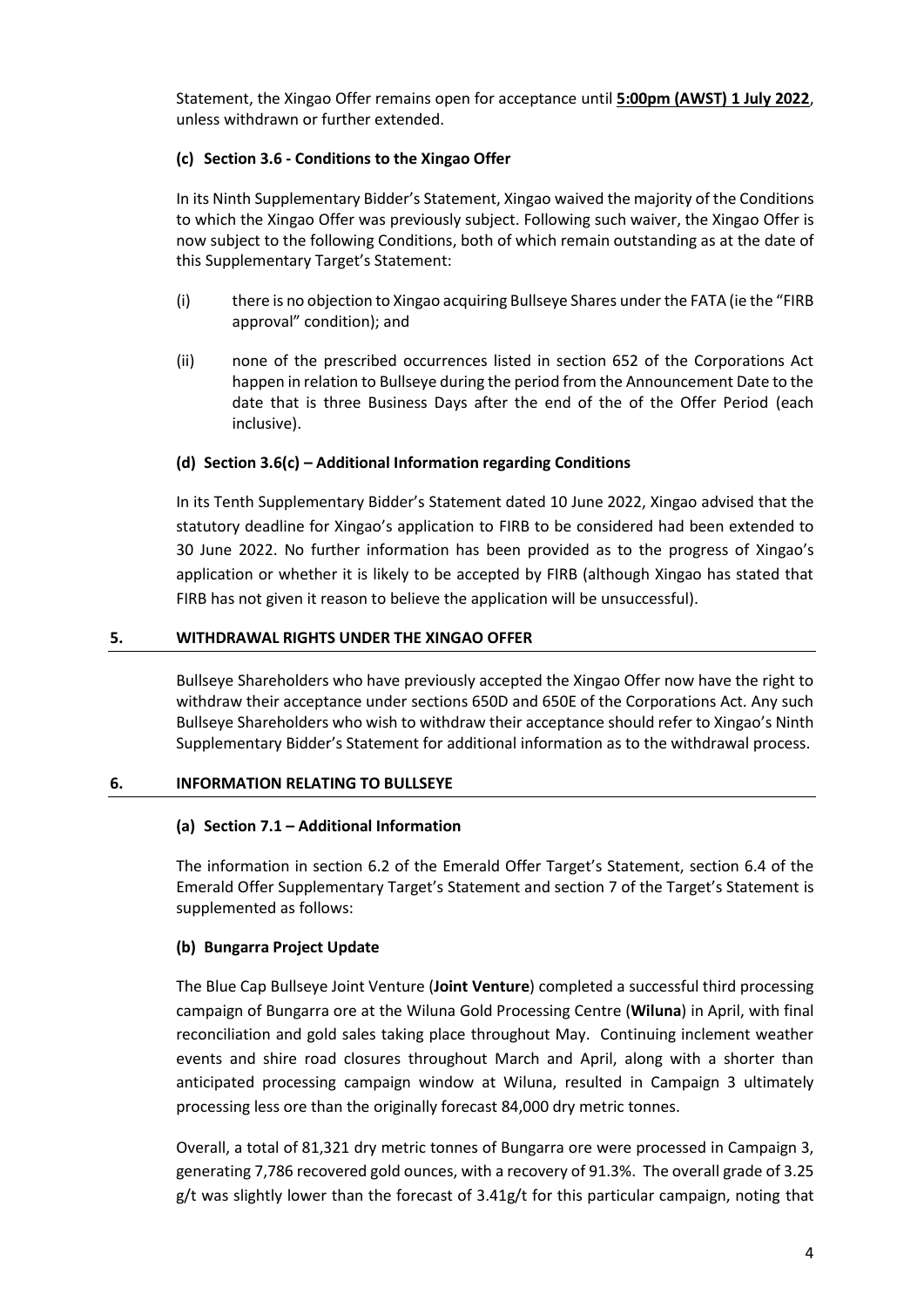Statement, the Xingao Offer remains open for acceptance until **5:00pm (AWST) 1 July 2022**, unless withdrawn or further extended.

### (c) Section 3.6 - Conditions to the Xingao Offer

In its Ninth Supplementary Bidder's Statement, Xingao waived the majority of the Conditions to which the Xingao Offer was previously subject. Following such waiver, the Xingao Offer is now subject to the following Conditions, both of which remain outstanding as at the date of this Supplementary Target's Statement:

(i) there is no objection to Xingao acquiring Bullseye Shares under the FATA (ie the "FIRB approval" condition); and

(ii) none of the prescribed occurrences listed in section 652 of the Corporations Act happen in relation to Bullseye during the period from the Announcement Date to the date that is three Business Days after the end of the of the Offer Period (each inclusive).

### (d) Section 3.6(c) – Additional Information regarding Conditions

In its Tenth Supplementary Bidder's Statement dated 10 June 2022, Xingao advised that the statutory deadline for Xingao's application to FIRB to be considered had been extended to 30 June 2022. No further information has been provided as to the progress of Xingao's application or whether it is likely to be accepted by FIRB (although Xingao has stated that FIRB has not given it reason to believe the application will be unsuccessful).

## 5. WITHDRAWAL RIGHTS UNDER THE XINGAO OFFER

Bullseye Shareholders who have previously accepted the Xingao Offer now have the right to withdraw their acceptance under sections 650D and 650E of the Corporations Act. Any such Bullseye Shareholders who wish to withdraw their acceptance should refer to Xingao's Ninth Supplementary Bidder's Statement for additional information as to the withdrawal process.

## 6. INFORMATION RELATING TO BULLSEYE

### (a) Section 7.1 – Additional Information

The information in section 6.2 of the Emerald Offer Target's Statement, section 6.4 of the Emerald Offer Supplementary Target's Statement and section 7 of the Target's Statement is supplemented as follows:

### (b) Bungarra Project Update

The Blue Cap Bullseye Joint Venture (**Joint Venture**) completed a successful third processing campaign of Bungarra ore at the Wiluna Gold Processing Centre (**Wiluna**) in April, with final reconciliation and gold sales taking place throughout May. Continuing inclement weather events and shire road closures throughout March and April, along with a shorter than anticipated processing campaign window at Wiluna, resulted in Campaign 3 ultimately processing less ore than the originally forecast 84,000 dry metric tonnes.

Overall, a total of 81,321 dry metric tonnes of Bungarra ore were processed in Campaign 3, generating 7,786 recovered gold ounces, with a recovery of 91.3%. The overall grade of 3.25 g/t was slightly lower than the forecast of 3.41g/t for this particular campaign, noting that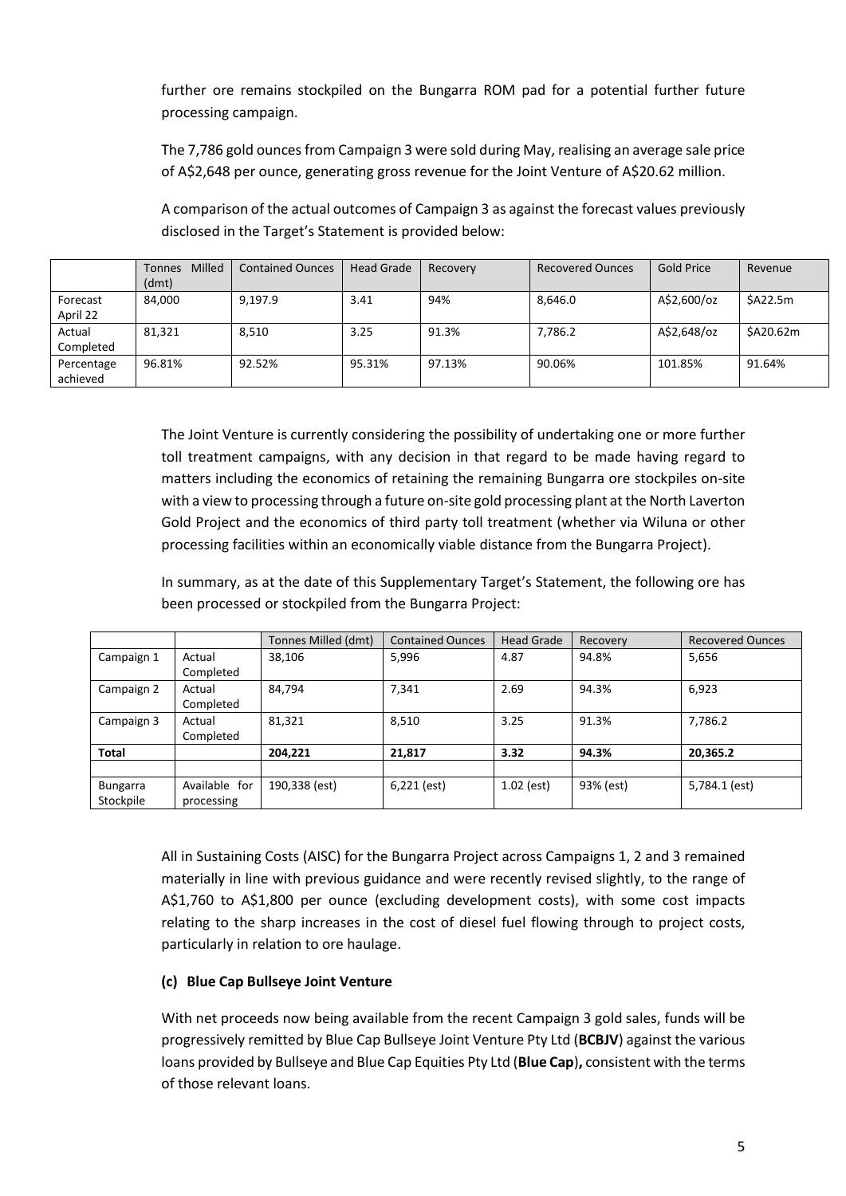further ore remains stockpiled on the Bungarra ROM pad for a potential further future processing campaign.

The 7,786 gold ounces from Campaign 3 were sold during May, realising an average sale price of A$2,648 per ounce, generating gross revenue for the Joint Venture of A$20.62 million.

A comparison of the actual outcomes of Campaign 3 as against the forecast values previously disclosed in the Target's Statement is provided below:

| | Tonnes Milled (dmt) | Contained Ounces | Head Grade | Recovery | Recovered Ounces | Gold Price | Revenue |
|---|---|---|---|---|---|---|---|
| Forecast April 22 | 84,000 | 9,197.9 | 3.41 | 94% | 8,646.0 | A$2,600/oz | $A22.5m |
| Actual Completed | 81,321 | 8,510 | 3.25 | 91.3% | 7,786.2 | A$2,648/oz | $A20.62m |
| Percentage achieved | 96.81% | 92.52% | 95.31% | 97.13% | 90.06% | 101.85% | 91.64% |

The Joint Venture is currently considering the possibility of undertaking one or more further toll treatment campaigns, with any decision in that regard to be made having regard to matters including the economics of retaining the remaining Bungarra ore stockpiles on-site with a view to processing through a future on-site gold processing plant at the North Laverton Gold Project and the economics of third party toll treatment (whether via Wiluna or other processing facilities within an economically viable distance from the Bungarra Project).

In summary, as at the date of this Supplementary Target's Statement, the following ore has been processed or stockpiled from the Bungarra Project:

| | | Tonnes Milled (dmt) | Contained Ounces | Head Grade | Recovery | Recovered Ounces |
|---|---|---|---|---|---|---|
| Campaign 1 | Actual Completed | 38,106 | 5,996 | 4.87 | 94.8% | 5,656 |
| Campaign 2 | Actual Completed | 84,794 | 7,341 | 2.69 | 94.3% | 6,923 |
| Campaign 3 | Actual Completed | 81,321 | 8,510 | 3.25 | 91.3% | 7,786.2 |
| **Total** | | **204,221** | **21,817** | **3.32** | **94.3%** | **20,365.2** |
| | | | | | | |
| Bungarra Stockpile | Available for processing | 190,338 (est) | 6,221 (est) | 1.02 (est) | 93% (est) | 5,784.1 (est) |

All in Sustaining Costs (AISC) for the Bungarra Project across Campaigns 1, 2 and 3 remained materially in line with previous guidance and were recently revised slightly, to the range of A$1,760 to A$1,800 per ounce (excluding development costs), with some cost impacts relating to the sharp increases in the cost of diesel fuel flowing through to project costs, particularly in relation to ore haulage.

**(c) Blue Cap Bullseye Joint Venture**

With net proceeds now being available from the recent Campaign 3 gold sales, funds will be progressively remitted by Blue Cap Bullseye Joint Venture Pty Ltd (**BCBJV**) against the various loans provided by Bullseye and Blue Cap Equities Pty Ltd (**Blue Cap**)**,** consistent with the terms of those relevant loans.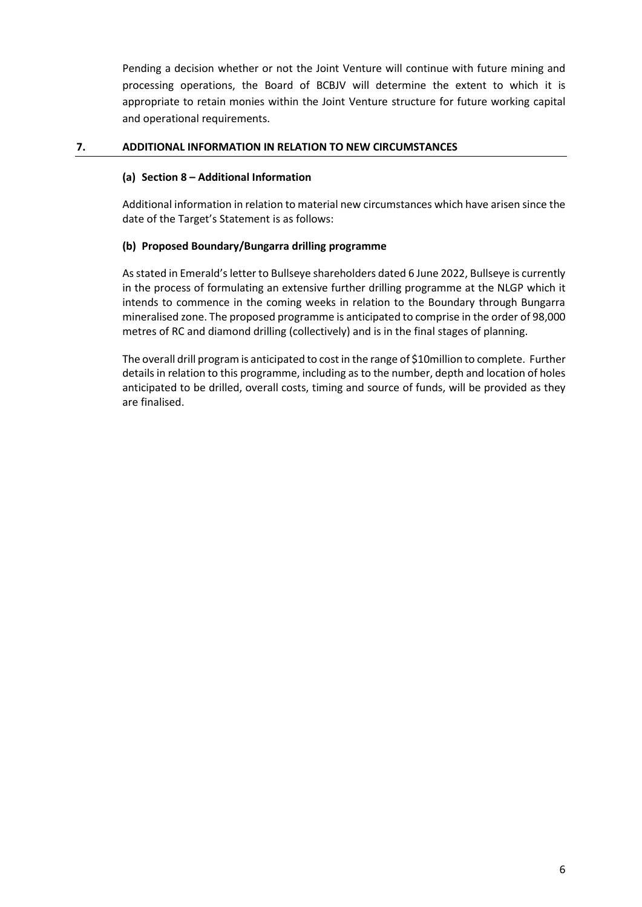Pending a decision whether or not the Joint Venture will continue with future mining and processing operations, the Board of BCBJV will determine the extent to which it is appropriate to retain monies within the Joint Venture structure for future working capital and operational requirements.

## 7. ADDITIONAL INFORMATION IN RELATION TO NEW CIRCUMSTANCES

### (a) Section 8 – Additional Information

Additional information in relation to material new circumstances which have arisen since the date of the Target's Statement is as follows:

### (b) Proposed Boundary/Bungarra drilling programme

As stated in Emerald's letter to Bullseye shareholders dated 6 June 2022, Bullseye is currently in the process of formulating an extensive further drilling programme at the NLGP which it intends to commence in the coming weeks in relation to the Boundary through Bungarra mineralised zone. The proposed programme is anticipated to comprise in the order of 98,000 metres of RC and diamond drilling (collectively) and is in the final stages of planning.

The overall drill program is anticipated to cost in the range of $10million to complete. Further details in relation to this programme, including as to the number, depth and location of holes anticipated to be drilled, overall costs, timing and source of funds, will be provided as they are finalised.